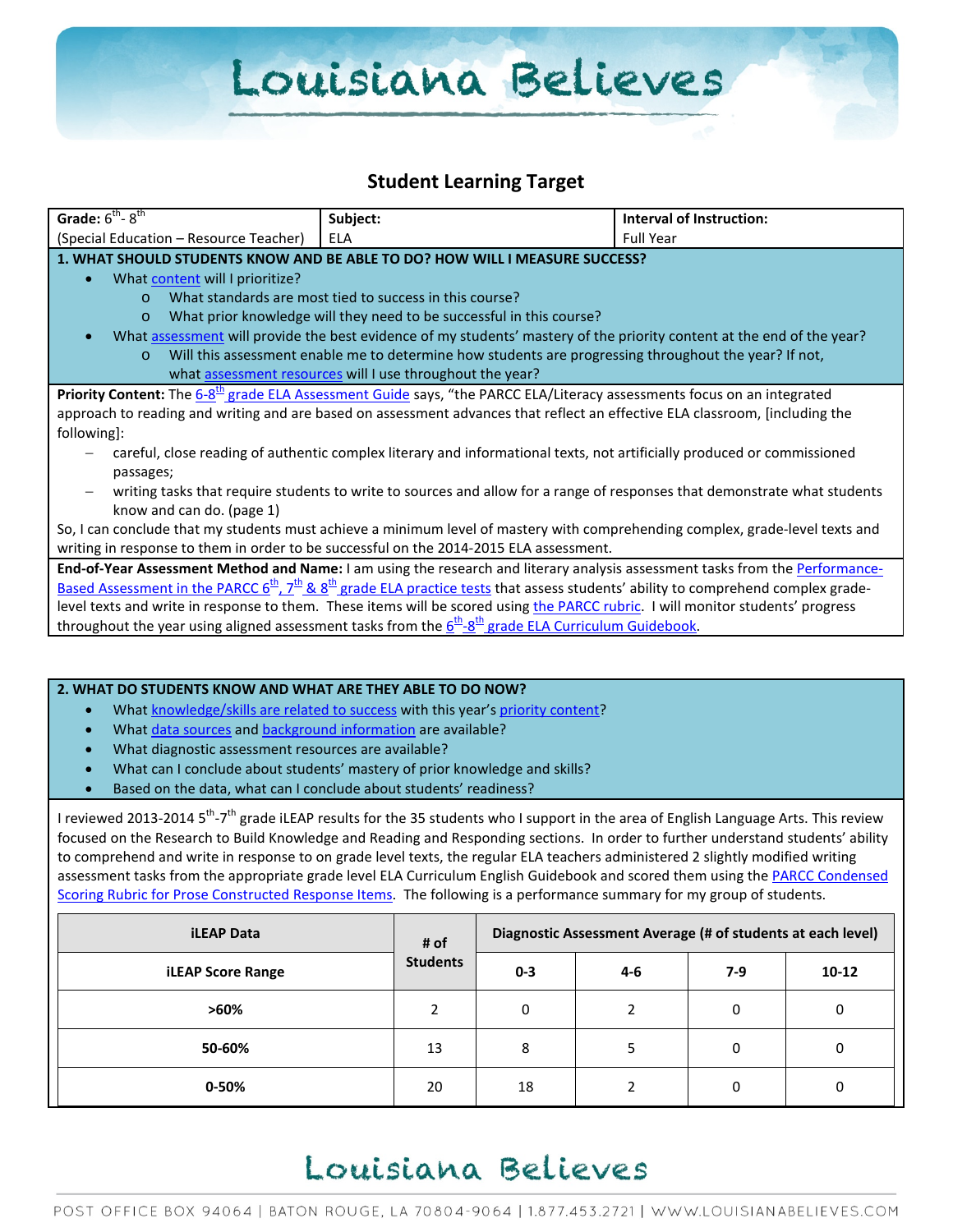# Student Learning Target

| **Grade:** 6th - 8th (Special Education – Resource Teacher) | **Subject:** ELA | **Interval of Instruction:** Full Year |
|---|---|---|

**1. WHAT SHOULD STUDENTS KNOW AND BE ABLE TO DO? HOW WILL I MEASURE SUCCESS?**

- What content will I prioritize?
  - What standards are most tied to success in this course?
  - What prior knowledge will they need to be successful in this course?
- What assessment will provide the best evidence of my students' mastery of the priority content at the end of the year?
  - Will this assessment enable me to determine how students are progressing throughout the year? If not, what assessment resources will I use throughout the year?

**Priority Content:** The 6-8th grade ELA Assessment Guide says, "the PARCC ELA/Literacy assessments focus on an integrated approach to reading and writing and are based on assessment advances that reflect an effective ELA classroom, [including the following]:

- careful, close reading of authentic complex literary and informational texts, not artificially produced or commissioned passages;
- writing tasks that require students to write to sources and allow for a range of responses that demonstrate what students know and can do. (page 1)

So, I can conclude that my students must achieve a minimum level of mastery with comprehending complex, grade-level texts and writing in response to them in order to be successful on the 2014-2015 ELA assessment.

**End-of-Year Assessment Method and Name:** I am using the research and literary analysis assessment tasks from the Performance-Based Assessment in the PARCC 6th, 7th & 8th grade ELA practice tests that assess students' ability to comprehend complex grade-level texts and write in response to them. These items will be scored using the PARCC rubric. I will monitor students' progress throughout the year using aligned assessment tasks from the 6th-8th grade ELA Curriculum Guidebook.

**2. WHAT DO STUDENTS KNOW AND WHAT ARE THEY ABLE TO DO NOW?**

- What knowledge/skills are related to success with this year's priority content?
- What data sources and background information are available?
- What diagnostic assessment resources are available?
- What can I conclude about students' mastery of prior knowledge and skills?
- Based on the data, what can I conclude about students' readiness?

I reviewed 2013-2014 5th-7th grade iLEAP results for the 35 students who I support in the area of English Language Arts. This review focused on the Research to Build Knowledge and Reading and Responding sections. In order to further understand students' ability to comprehend and write in response to on grade level texts, the regular ELA teachers administered 2 slightly modified writing assessment tasks from the appropriate grade level ELA Curriculum English Guidebook and scored them using the PARCC Condensed Scoring Rubric for Prose Constructed Response Items. The following is a performance summary for my group of students.

| iLEAP Data | # of Students | Diagnostic Assessment Average (# of students at each level) | | | |
|---|---|---|---|---|---|
| **iLEAP Score Range** | | **0-3** | **4-6** | **7-9** | **10-12** |
| **>60%** | 2 | 0 | 2 | 0 | 0 |
| **50-60%** | 13 | 8 | 5 | 0 | 0 |
| **0-50%** | 20 | 18 | 2 | 0 | 0 |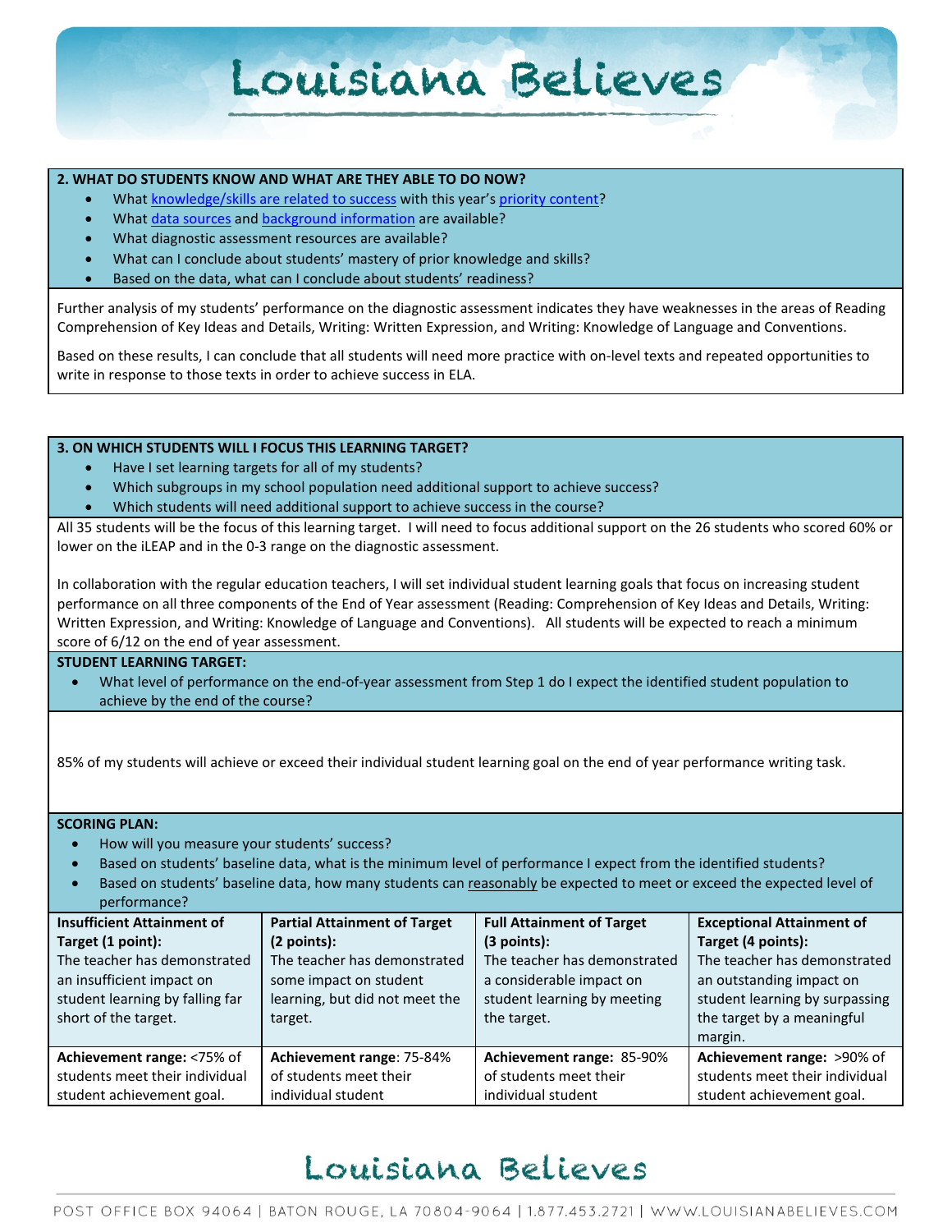**2. WHAT DO STUDENTS KNOW AND WHAT ARE THEY ABLE TO DO NOW?**

- What knowledge/skills are related to success with this year's priority content?
- What data sources and background information are available?
- What diagnostic assessment resources are available?
- What can I conclude about students' mastery of prior knowledge and skills?
- Based on the data, what can I conclude about students' readiness?

Further analysis of my students' performance on the diagnostic assessment indicates they have weaknesses in the areas of Reading Comprehension of Key Ideas and Details, Writing: Written Expression, and Writing: Knowledge of Language and Conventions.

Based on these results, I can conclude that all students will need more practice with on-level texts and repeated opportunities to write in response to those texts in order to achieve success in ELA.

**3. ON WHICH STUDENTS WILL I FOCUS THIS LEARNING TARGET?**

- Have I set learning targets for all of my students?
- Which subgroups in my school population need additional support to achieve success?
- Which students will need additional support to achieve success in the course?

All 35 students will be the focus of this learning target. I will need to focus additional support on the 26 students who scored 60% or lower on the iLEAP and in the 0-3 range on the diagnostic assessment.

In collaboration with the regular education teachers, I will set individual student learning goals that focus on increasing student performance on all three components of the End of Year assessment (Reading: Comprehension of Key Ideas and Details, Writing: Written Expression, and Writing: Knowledge of Language and Conventions). All students will be expected to reach a minimum score of 6/12 on the end of year assessment.

**STUDENT LEARNING TARGET:**

- What level of performance on the end-of-year assessment from Step 1 do I expect the identified student population to achieve by the end of the course?

85% of my students will achieve or exceed their individual student learning goal on the end of year performance writing task.

**SCORING PLAN:**

- How will you measure your students' success?
- Based on students' baseline data, what is the minimum level of performance I expect from the identified students?
- Based on students' baseline data, how many students can reasonably be expected to meet or exceed the expected level of performance?

| **Insufficient Attainment of Target (1 point):** The teacher has demonstrated an insufficient impact on student learning by falling far short of the target. | **Partial Attainment of Target (2 points):** The teacher has demonstrated some impact on student learning, but did not meet the target. | **Full Attainment of Target (3 points):** The teacher has demonstrated a considerable impact on student learning by meeting the target. | **Exceptional Attainment of Target (4 points):** The teacher has demonstrated an outstanding impact on student learning by surpassing the target by a meaningful margin. |
|---|---|---|---|
| **Achievement range:** <75% of students meet their individual student achievement goal. | **Achievement range**: 75-84% of students meet their individual student | **Achievement range:** 85-90% of students meet their individual student | **Achievement range:** >90% of students meet their individual student achievement goal. |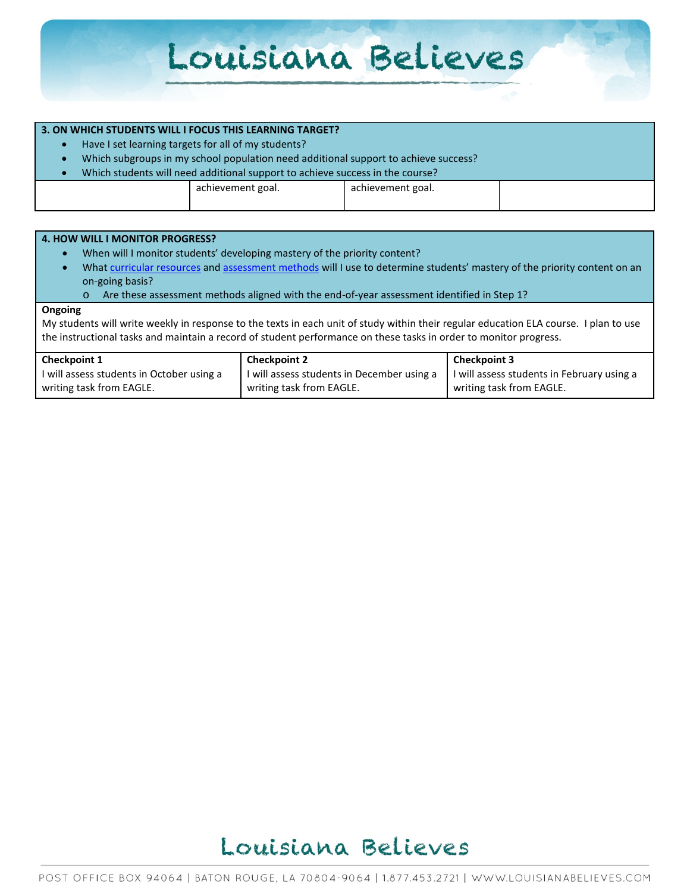| 3. ON WHICH STUDENTS WILL I FOCUS THIS LEARNING TARGET? | | | |
|---|---|---|---|
| | achievement goal. | achievement goal. | |

- Have I set learning targets for all of my students?
- Which subgroups in my school population need additional support to achieve success?
- Which students will need additional support to achieve success in the course?

**4. HOW WILL I MONITOR PROGRESS?**

- When will I monitor students' developing mastery of the priority content?
- What curricular resources and assessment methods will I use to determine students' mastery of the priority content on an on-going basis?
  - Are these assessment methods aligned with the end-of-year assessment identified in Step 1?

**Ongoing**

My students will write weekly in response to the texts in each unit of study within their regular education ELA course. I plan to use the instructional tasks and maintain a record of student performance on these tasks in order to monitor progress.

| Checkpoint 1 | Checkpoint 2 | Checkpoint 3 |
|---|---|---|
| I will assess students in October using a writing task from EAGLE. | I will assess students in December using a writing task from EAGLE. | I will assess students in February using a writing task from EAGLE. |